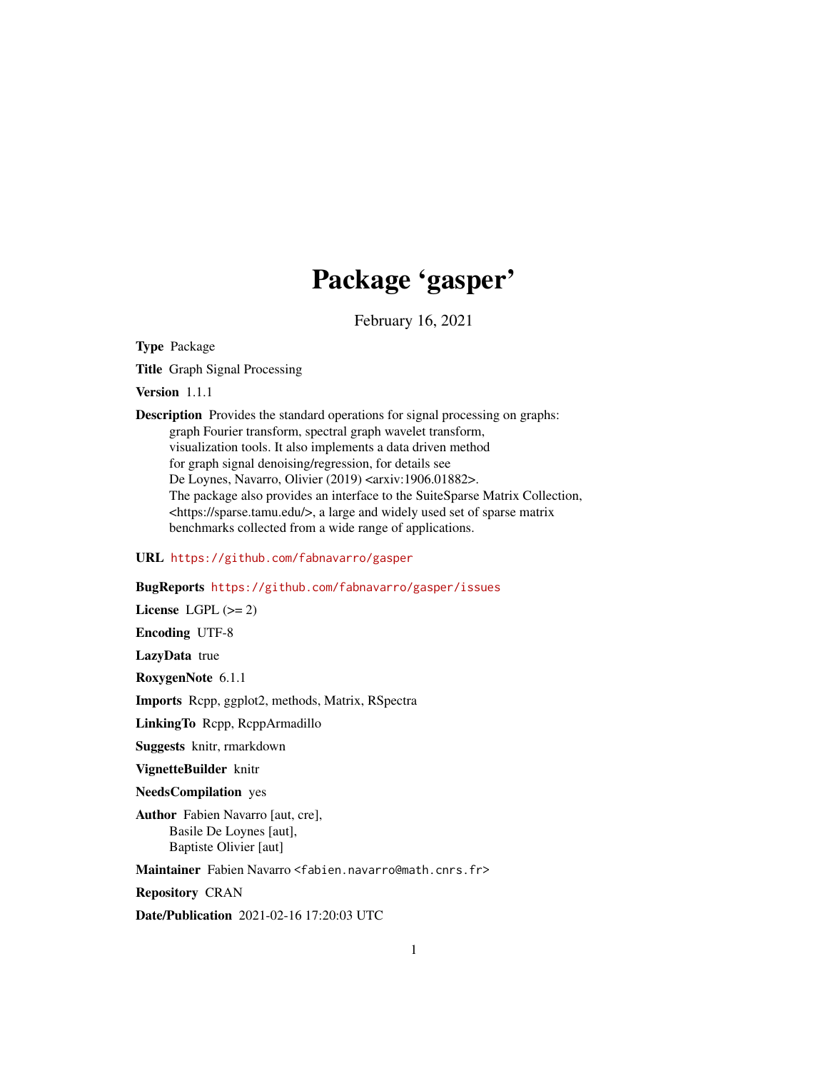# Package 'gasper'

February 16, 2021

**Type** Package

**Title** Graph Signal Processing

**Version** 1.1.1

**Description** Provides the standard operations for signal processing on graphs: graph Fourier transform, spectral graph wavelet transform, visualization tools. It also implements a data driven method for graph signal denoising/regression, for details see De Loynes, Navarro, Olivier (2019) <arxiv:1906.01882>. The package also provides an interface to the SuiteSparse Matrix Collection, <https://sparse.tamu.edu/>, a large and widely used set of sparse matrix benchmarks collected from a wide range of applications.

**URL** https://github.com/fabnavarro/gasper

**BugReports** https://github.com/fabnavarro/gasper/issues

**License** LGPL (>= 2)

**Encoding** UTF-8

**LazyData** true

**RoxygenNote** 6.1.1

**Imports** Rcpp, ggplot2, methods, Matrix, RSpectra

**LinkingTo** Rcpp, RcppArmadillo

**Suggests** knitr, rmarkdown

**VignetteBuilder** knitr

**NeedsCompilation** yes

**Author** Fabien Navarro [aut, cre], Basile De Loynes [aut], Baptiste Olivier [aut]

**Maintainer** Fabien Navarro <fabien.navarro@math.cnrs.fr>

**Repository** CRAN

**Date/Publication** 2021-02-16 17:20:03 UTC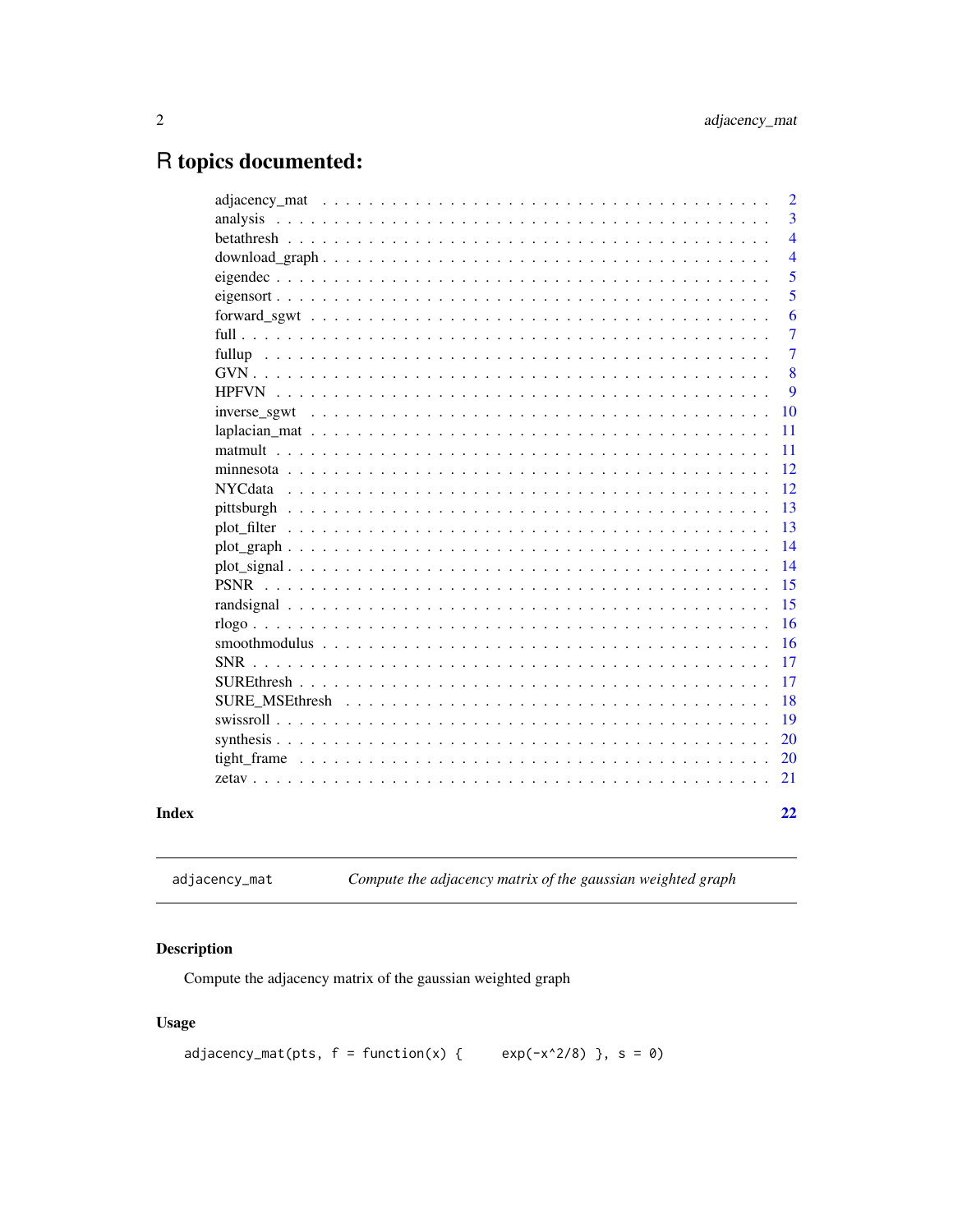# R topics documented:

| | |
|---|---|
| adjacency_mat | 2 |
| analysis | 3 |
| betathresh | 4 |
| download_graph | 4 |
| eigendec | 5 |
| eigensort | 5 |
| forward_sgwt | 6 |
| full | 7 |
| fullup | 7 |
| GVN | 8 |
| HPFVN | 9 |
| inverse_sgwt | 10 |
| laplacian_mat | 11 |
| matmult | 11 |
| minnesota | 12 |
| NYCdata | 12 |
| pittsburgh | 13 |
| plot_filter | 13 |
| plot_graph | 14 |
| plot_signal | 14 |
| PSNR | 15 |
| randsignal | 15 |
| rlogo | 16 |
| smoothmodulus | 16 |
| SNR | 17 |
| SUREthresh | 17 |
| SURE_MSEthresh | 18 |
| swissroll | 19 |
| synthesis | 20 |
| tight_frame | 20 |
| zetav | 21 |

**Index** **22**

---

`adjacency_mat` *Compute the adjacency matrix of the gaussian weighted graph*

---

## Description

Compute the adjacency matrix of the gaussian weighted graph

## Usage

```
adjacency_mat(pts, f = function(x) {     exp(-x^2/8) }, s = 0)
```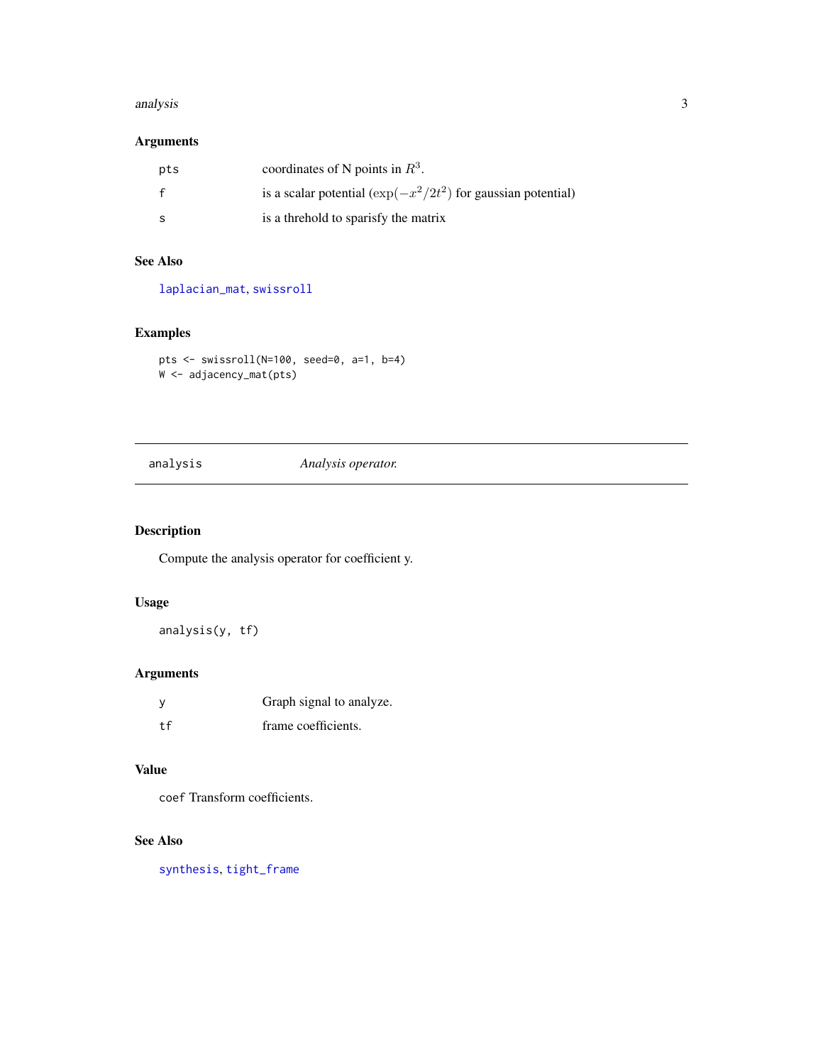### Arguments

| | |
|---|---|
| pts | coordinates of N points in $R^3$. |
| f | is a scalar potential ($\exp(-x^2/2t^2)$ for gaussian potential) |
| s | is a threhold to sparisfy the matrix |

### See Also

laplacian_mat, swissroll

### Examples

```
pts <- swissroll(N=100, seed=0, a=1, b=4)
W <- adjacency_mat(pts)
```

---

## analysis — *Analysis operator.*

---

### Description

Compute the analysis operator for coefficient y.

### Usage

```
analysis(y, tf)
```

### Arguments

| | |
|---|---|
| y | Graph signal to analyze. |
| tf | frame coefficients. |

### Value

`coef` Transform coefficients.

### See Also

synthesis, tight_frame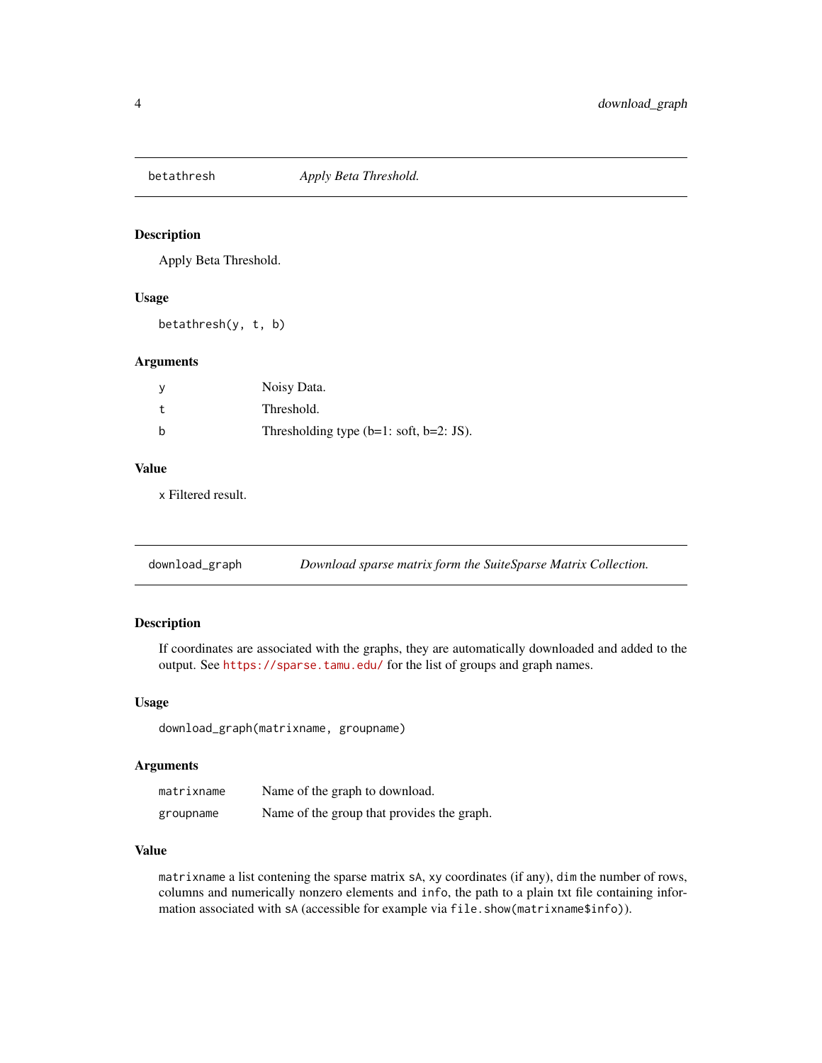## betathresh — *Apply Beta Threshold.*

### Description

Apply Beta Threshold.

### Usage

```
betathresh(y, t, b)
```

### Arguments

| | |
|---|---|
| y | Noisy Data. |
| t | Threshold. |
| b | Thresholding type (b=1: soft, b=2: JS). |

### Value

`x` Filtered result.

## download_graph — *Download sparse matrix form the SuiteSparse Matrix Collection.*

### Description

If coordinates are associated with the graphs, they are automatically downloaded and added to the output. See https://sparse.tamu.edu/ for the list of groups and graph names.

### Usage

```
download_graph(matrixname, groupname)
```

### Arguments

| | |
|---|---|
| matrixname | Name of the graph to download. |
| groupname | Name of the group that provides the graph. |

### Value

`matrixname` a list contening the sparse matrix `sA`, `xy` coordinates (if any), `dim` the number of rows, columns and numerically nonzero elements and `info`, the path to a plain txt file containing information associated with `sA` (accessible for example via `file.show(matrixname$info)`).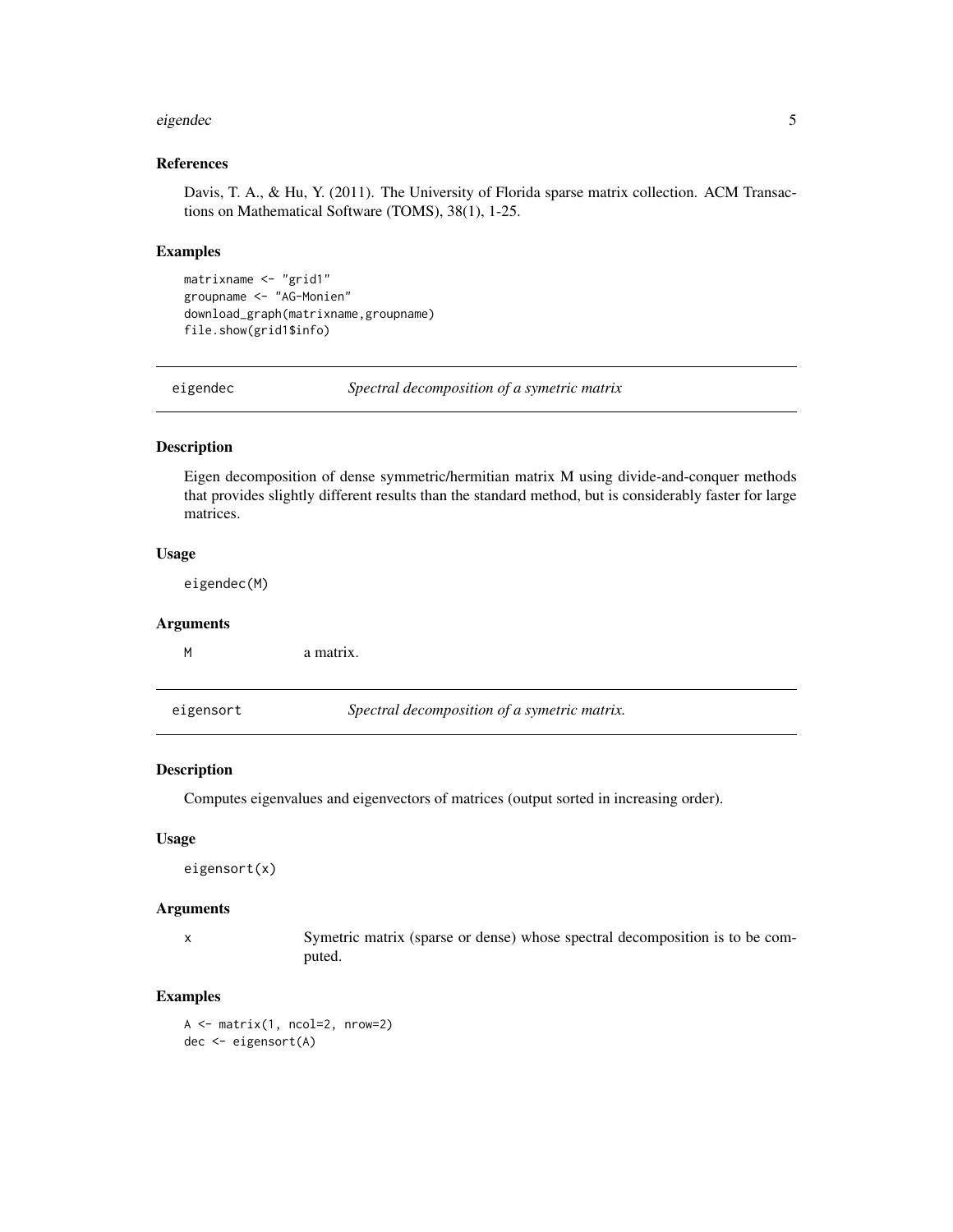### References

Davis, T. A., & Hu, Y. (2011). The University of Florida sparse matrix collection. ACM Transactions on Mathematical Software (TOMS), 38(1), 1-25.

### Examples

```
matrixname <- "grid1"
groupname <- "AG-Monien"
download_graph(matrixname,groupname)
file.show(grid1$info)
```

---

## eigendec — *Spectral decomposition of a symetric matrix*

### Description

Eigen decomposition of dense symmetric/hermitian matrix M using divide-and-conquer methods that provides slightly different results than the standard method, but is considerably faster for large matrices.

### Usage

```
eigendec(M)
```

### Arguments

| | |
|---|---|
| M | a matrix. |

---

## eigensort — *Spectral decomposition of a symetric matrix.*

### Description

Computes eigenvalues and eigenvectors of matrices (output sorted in increasing order).

### Usage

```
eigensort(x)
```

### Arguments

| | |
|---|---|
| x | Symetric matrix (sparse or dense) whose spectral decomposition is to be computed. |

### Examples

```
A <- matrix(1, ncol=2, nrow=2)
dec <- eigensort(A)
```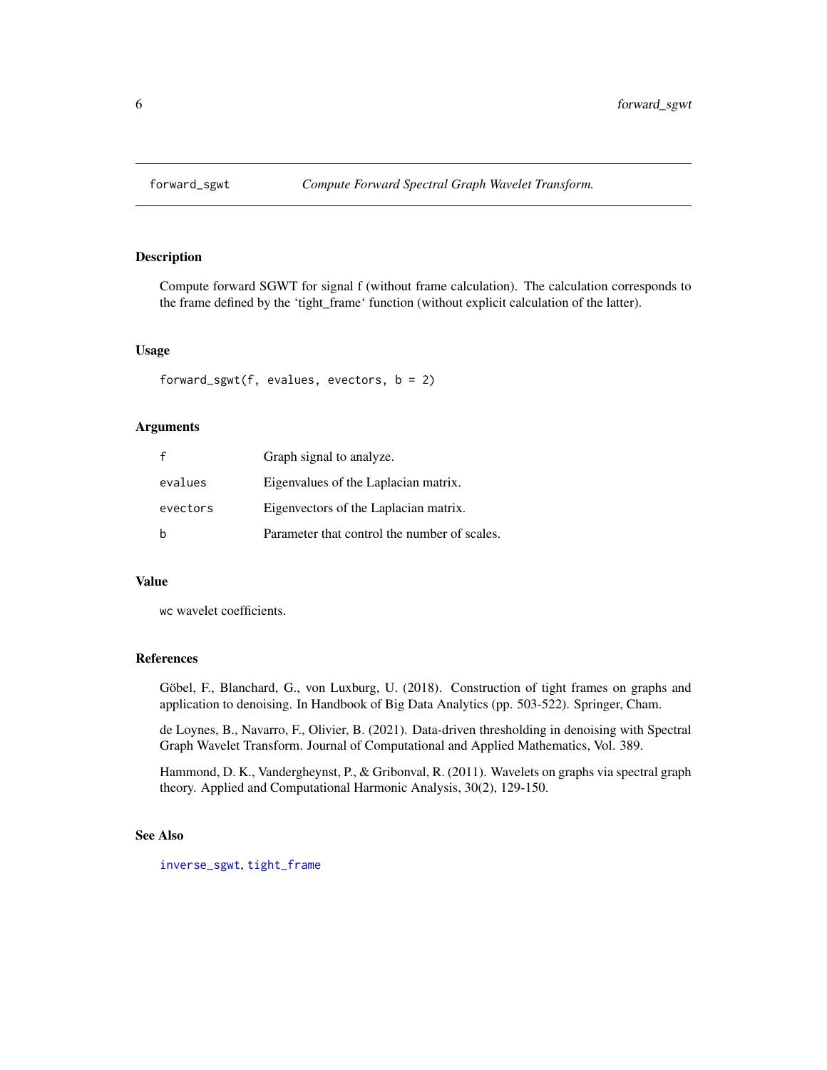# forward_sgwt — *Compute Forward Spectral Graph Wavelet Transform.*

## Description

Compute forward SGWT for signal f (without frame calculation). The calculation corresponds to the frame defined by the 'tight_frame' function (without explicit calculation of the latter).

## Usage

```
forward_sgwt(f, evalues, evectors, b = 2)
```

## Arguments

| | |
|---|---|
| f | Graph signal to analyze. |
| evalues | Eigenvalues of the Laplacian matrix. |
| evectors | Eigenvectors of the Laplacian matrix. |
| b | Parameter that control the number of scales. |

## Value

wc wavelet coefficients.

## References

Göbel, F., Blanchard, G., von Luxburg, U. (2018). Construction of tight frames on graphs and application to denoising. In Handbook of Big Data Analytics (pp. 503-522). Springer, Cham.

de Loynes, B., Navarro, F., Olivier, B. (2021). Data-driven thresholding in denoising with Spectral Graph Wavelet Transform. Journal of Computational and Applied Mathematics, Vol. 389.

Hammond, D. K., Vandergheynst, P., & Gribonval, R. (2011). Wavelets on graphs via spectral graph theory. Applied and Computational Harmonic Analysis, 30(2), 129-150.

## See Also

inverse_sgwt, tight_frame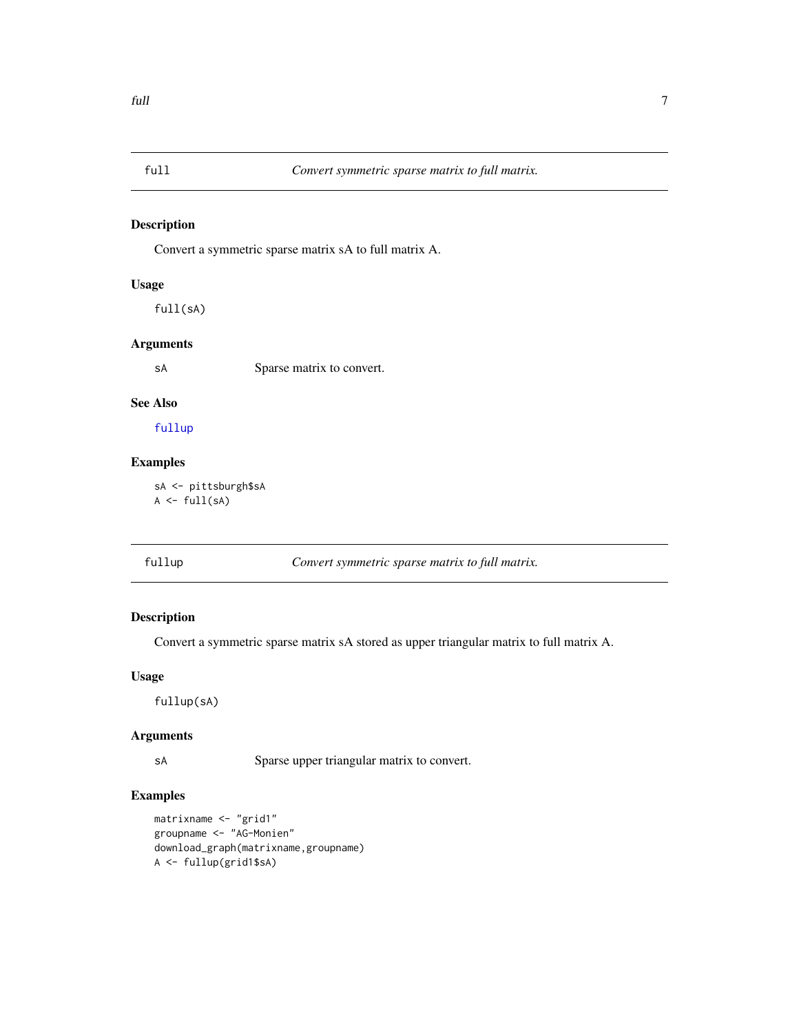## full — *Convert symmetric sparse matrix to full matrix.*

### Description

Convert a symmetric sparse matrix sA to full matrix A.

### Usage

```
full(sA)
```

### Arguments

| | |
|---|---|
| sA | Sparse matrix to convert. |

### See Also

fullup

### Examples

```
sA <- pittsburgh$sA
A <- full(sA)
```

## fullup — *Convert symmetric sparse matrix to full matrix.*

### Description

Convert a symmetric sparse matrix sA stored as upper triangular matrix to full matrix A.

### Usage

```
fullup(sA)
```

### Arguments

| | |
|---|---|
| sA | Sparse upper triangular matrix to convert. |

### Examples

```
matrixname <- "grid1"
groupname <- "AG-Monien"
download_graph(matrixname,groupname)
A <- fullup(grid1$sA)
```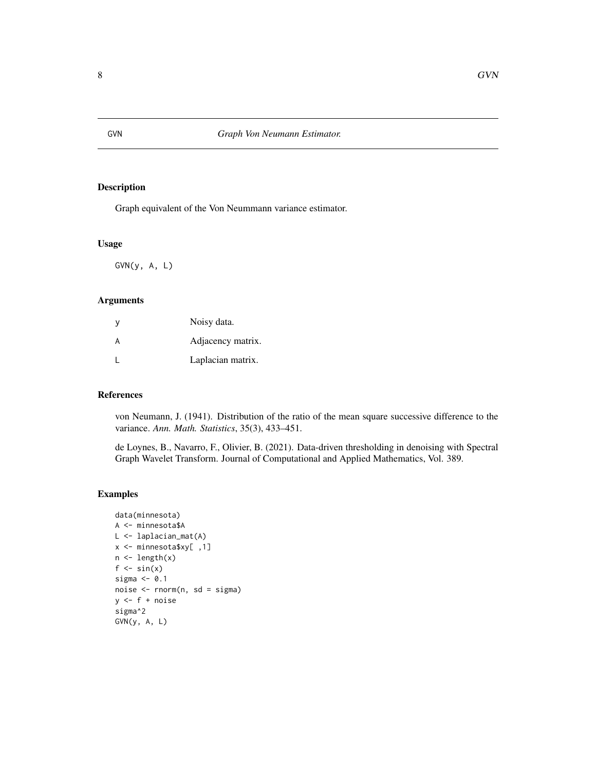# GVN *Graph Von Neumann Estimator.*

## Description

Graph equivalent of the Von Neummann variance estimator.

## Usage

```
GVN(y, A, L)
```

## Arguments

| | |
|---|---|
| y | Noisy data. |
| A | Adjacency matrix. |
| L | Laplacian matrix. |

## References

von Neumann, J. (1941). Distribution of the ratio of the mean square successive difference to the variance. *Ann. Math. Statistics*, 35(3), 433–451.

de Loynes, B., Navarro, F., Olivier, B. (2021). Data-driven thresholding in denoising with Spectral Graph Wavelet Transform. Journal of Computational and Applied Mathematics, Vol. 389.

## Examples

```
data(minnesota)
A <- minnesota$A
L <- laplacian_mat(A)
x <- minnesota$xy[ ,1]
n <- length(x)
f <- sin(x)
sigma <- 0.1
noise <- rnorm(n, sd = sigma)
y <- f + noise
sigma^2
GVN(y, A, L)
```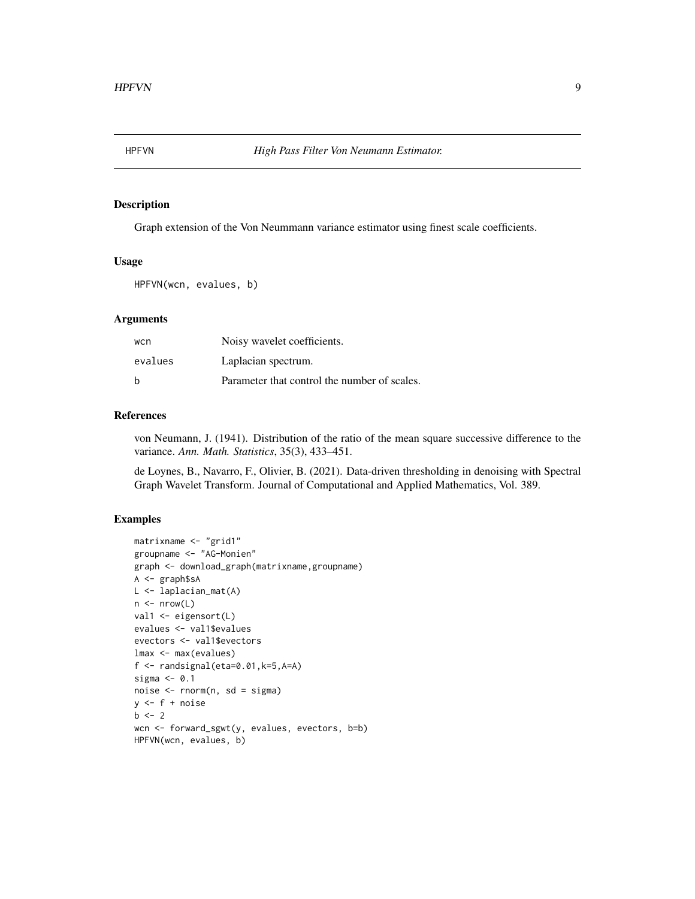# HPFVN — *High Pass Filter Von Neumann Estimator.*

## Description

Graph extension of the Von Neummann variance estimator using finest scale coefficients.

## Usage

```
HPFVN(wcn, evalues, b)
```

## Arguments

| | |
|---|---|
| wcn | Noisy wavelet coefficients. |
| evalues | Laplacian spectrum. |
| b | Parameter that control the number of scales. |

## References

von Neumann, J. (1941). Distribution of the ratio of the mean square successive difference to the variance. *Ann. Math. Statistics*, 35(3), 433–451.

de Loynes, B., Navarro, F., Olivier, B. (2021). Data-driven thresholding in denoising with Spectral Graph Wavelet Transform. Journal of Computational and Applied Mathematics, Vol. 389.

## Examples

```
matrixname <- "grid1"
groupname <- "AG-Monien"
graph <- download_graph(matrixname,groupname)
A <- graph$sA
L <- laplacian_mat(A)
n <- nrow(L)
val1 <- eigensort(L)
evalues <- val1$evalues
evectors <- val1$evectors
lmax <- max(evalues)
f <- randsignal(eta=0.01,k=5,A=A)
sigma <- 0.1
noise <- rnorm(n, sd = sigma)
y <- f + noise
b <- 2
wcn <- forward_sgwt(y, evalues, evectors, b=b)
HPFVN(wcn, evalues, b)
```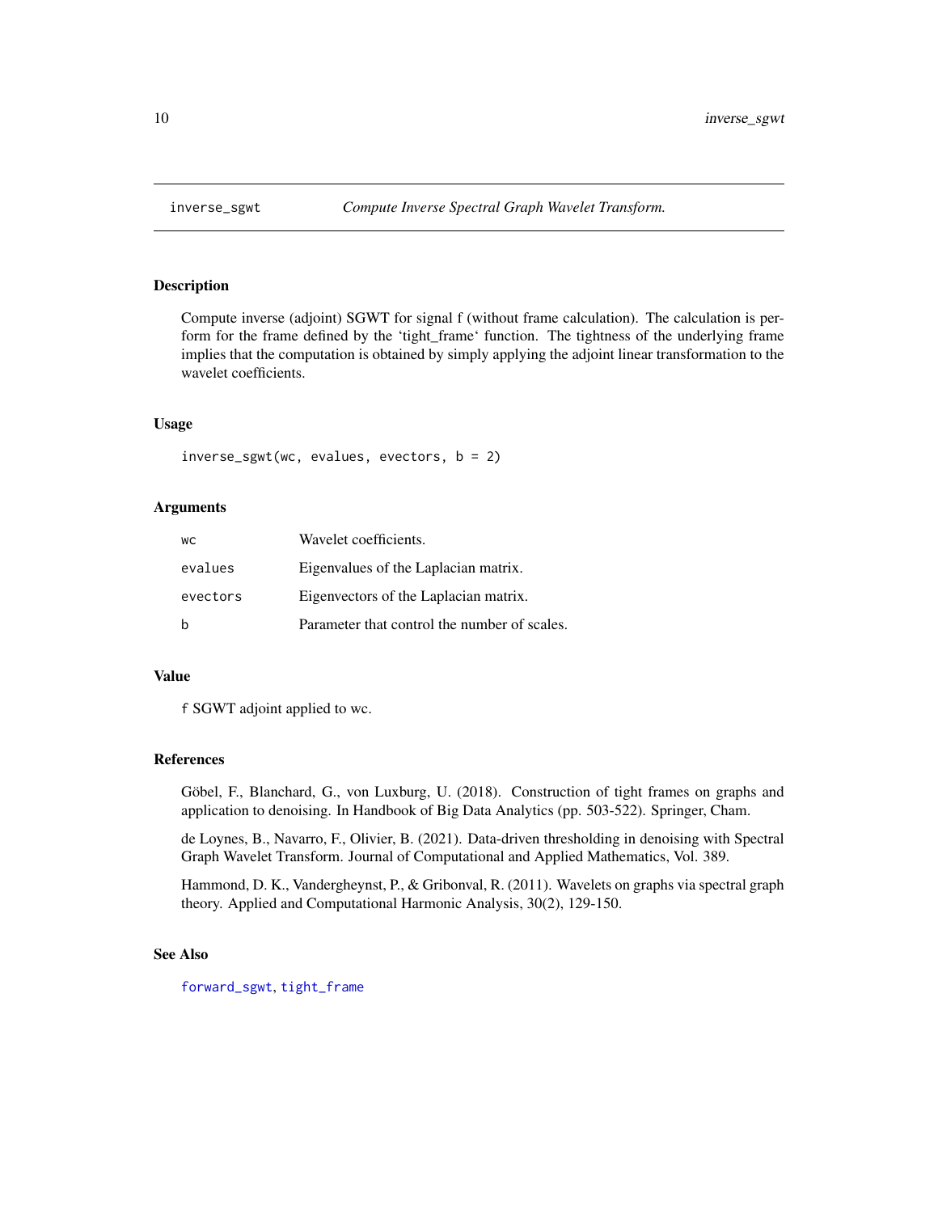## inverse_sgwt — *Compute Inverse Spectral Graph Wavelet Transform.*

### Description

Compute inverse (adjoint) SGWT for signal f (without frame calculation). The calculation is perform for the frame defined by the 'tight_frame' function. The tightness of the underlying frame implies that the computation is obtained by simply applying the adjoint linear transformation to the wavelet coefficients.

### Usage

```
inverse_sgwt(wc, evalues, evectors, b = 2)
```

### Arguments

| | |
|---|---|
| `wc` | Wavelet coefficients. |
| `evalues` | Eigenvalues of the Laplacian matrix. |
| `evectors` | Eigenvectors of the Laplacian matrix. |
| `b` | Parameter that control the number of scales. |

### Value

`f` SGWT adjoint applied to wc.

### References

Göbel, F., Blanchard, G., von Luxburg, U. (2018). Construction of tight frames on graphs and application to denoising. In Handbook of Big Data Analytics (pp. 503-522). Springer, Cham.

de Loynes, B., Navarro, F., Olivier, B. (2021). Data-driven thresholding in denoising with Spectral Graph Wavelet Transform. Journal of Computational and Applied Mathematics, Vol. 389.

Hammond, D. K., Vandergheynst, P., & Gribonval, R. (2011). Wavelets on graphs via spectral graph theory. Applied and Computational Harmonic Analysis, 30(2), 129-150.

### See Also

`forward_sgwt`, `tight_frame`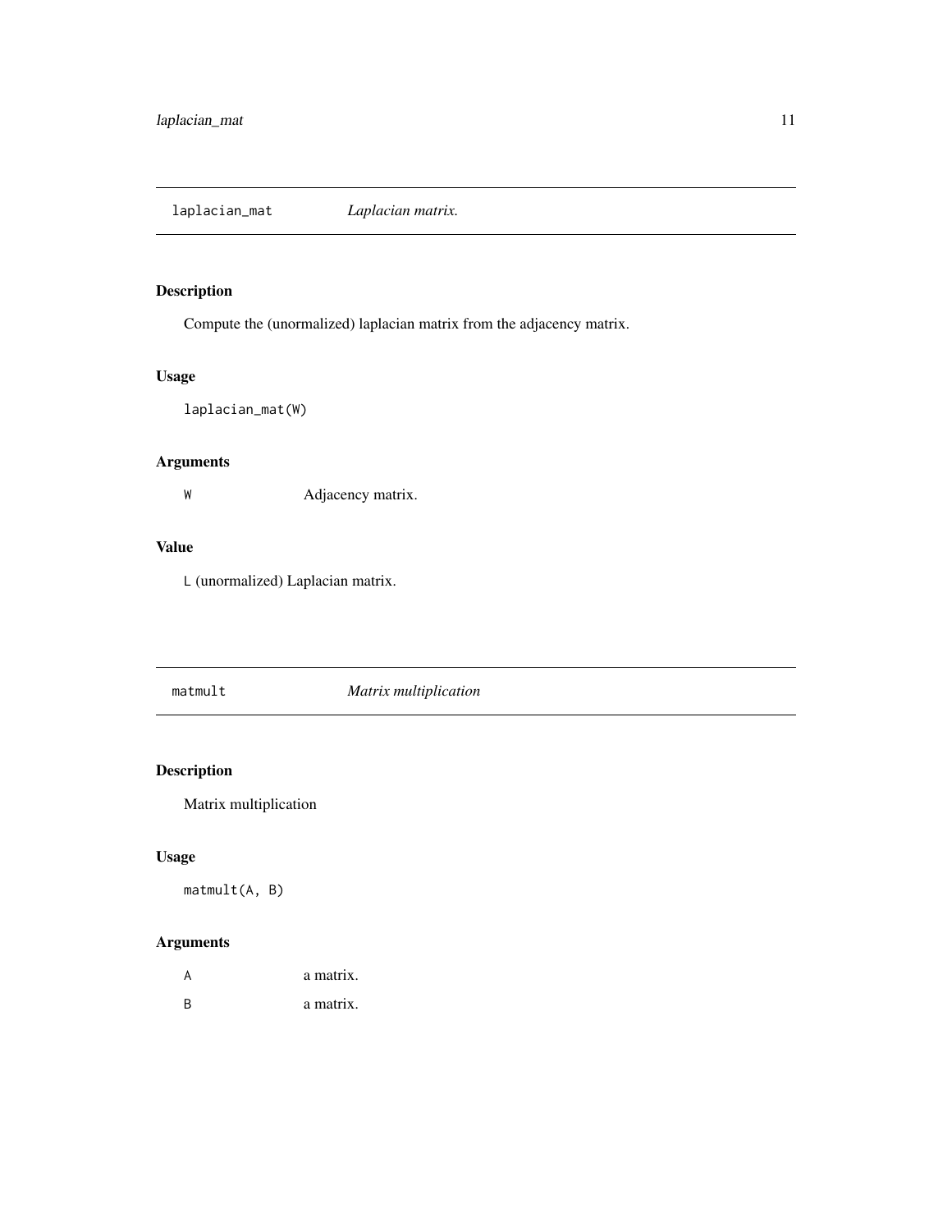## laplacian_mat *Laplacian matrix.*

### Description

Compute the (unormalized) laplacian matrix from the adjacency matrix.

### Usage

```
laplacian_mat(W)
```

### Arguments

| | |
|---|---|
| W | Adjacency matrix. |

### Value

`L` (unormalized) Laplacian matrix.

## matmult *Matrix multiplication*

### Description

Matrix multiplication

### Usage

```
matmult(A, B)
```

### Arguments

| | |
|---|---|
| A | a matrix. |
| B | a matrix. |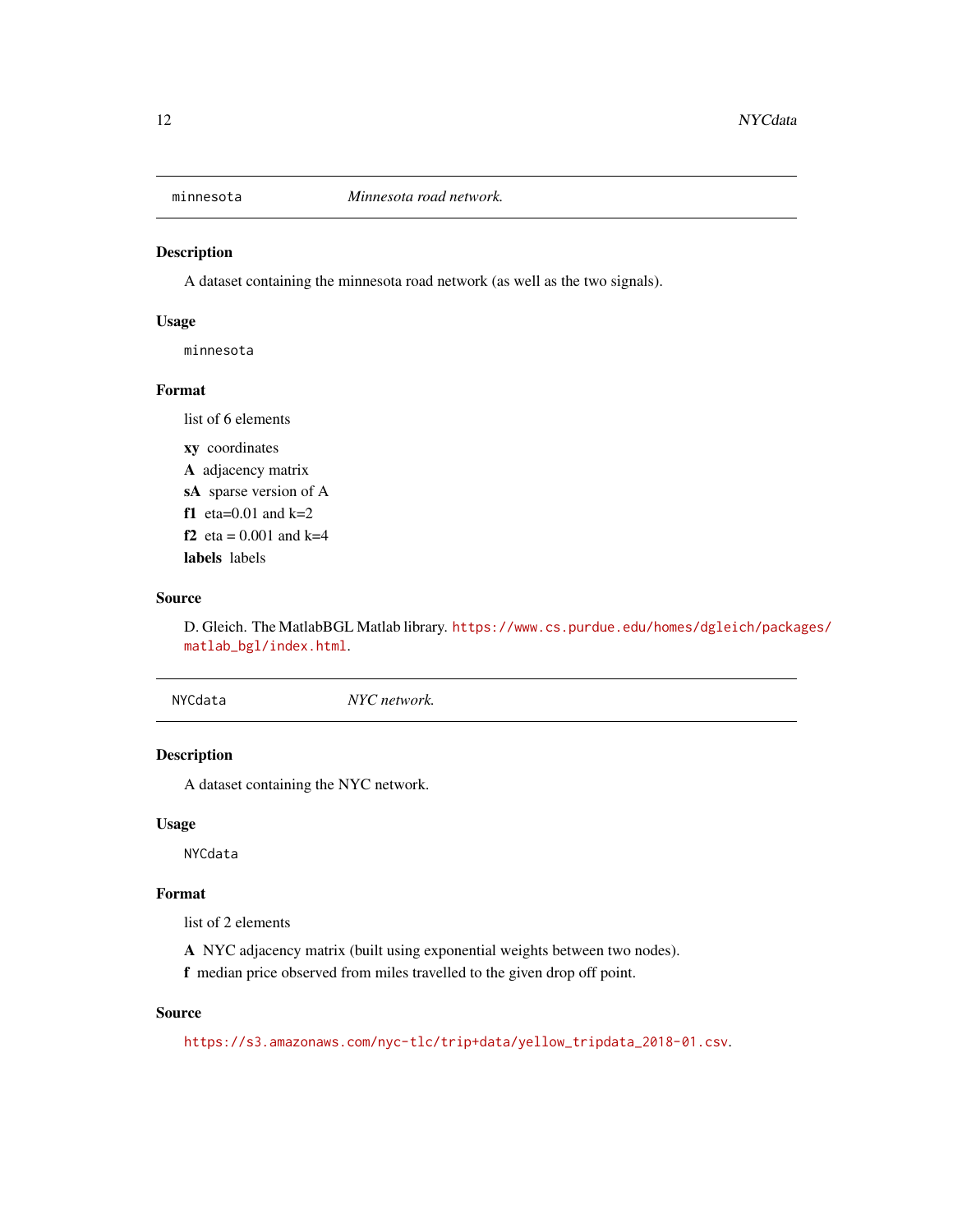## minnesota    *Minnesota road network.*

### Description

A dataset containing the minnesota road network (as well as the two signals).

### Usage

```
minnesota
```

### Format

list of 6 elements

- **xy** coordinates
- **A** adjacency matrix
- **sA** sparse version of A
- **f1** eta=0.01 and k=2
- **f2** eta = 0.001 and k=4
- **labels** labels

### Source

D. Gleich. The MatlabBGL Matlab library. https://www.cs.purdue.edu/homes/dgleich/packages/matlab_bgl/index.html.

## NYCdata    *NYC network.*

### Description

A dataset containing the NYC network.

### Usage

```
NYCdata
```

### Format

list of 2 elements

- **A** NYC adjacency matrix (built using exponential weights between two nodes).
- **f** median price observed from miles travelled to the given drop off point.

### Source

https://s3.amazonaws.com/nyc-tlc/trip+data/yellow_tripdata_2018-01.csv.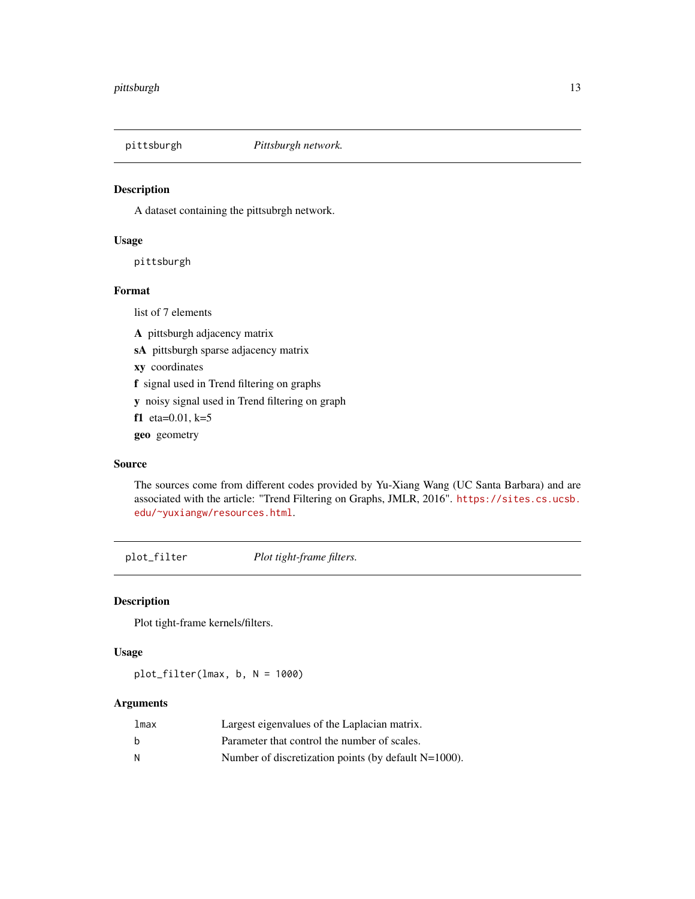## pittsburgh — *Pittsburgh network.*

### Description

A dataset containing the pittsubrgh network.

### Usage

```
pittsburgh
```

### Format

list of 7 elements

- **A** pittsburgh adjacency matrix
- **sA** pittsburgh sparse adjacency matrix
- **xy** coordinates
- **f** signal used in Trend filtering on graphs
- **y** noisy signal used in Trend filtering on graph
- **f1** eta=0.01, k=5
- **geo** geometry

### Source

The sources come from different codes provided by Yu-Xiang Wang (UC Santa Barbara) and are associated with the article: "Trend Filtering on Graphs, JMLR, 2016". https://sites.cs.ucsb.edu/~yuxiangw/resources.html.

## plot_filter — *Plot tight-frame filters.*

### Description

Plot tight-frame kernels/filters.

### Usage

```
plot_filter(lmax, b, N = 1000)
```

### Arguments

| | |
|---|---|
| lmax | Largest eigenvalues of the Laplacian matrix. |
| b | Parameter that control the number of scales. |
| N | Number of discretization points (by default N=1000). |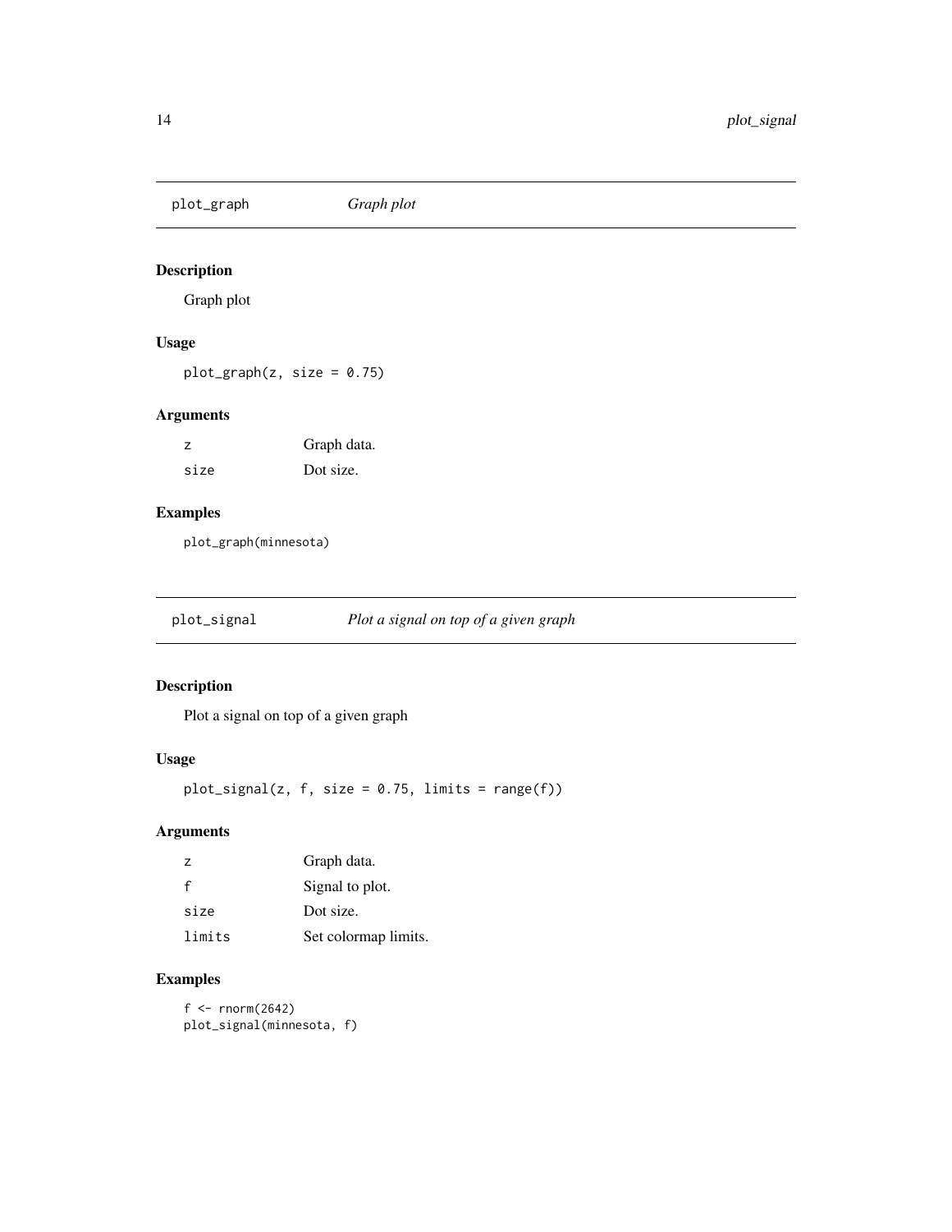## plot_graph *Graph plot*

### Description

Graph plot

### Usage

```
plot_graph(z, size = 0.75)
```

### Arguments

| | |
|---|---|
| z | Graph data. |
| size | Dot size. |

### Examples

```
plot_graph(minnesota)
```

## plot_signal *Plot a signal on top of a given graph*

### Description

Plot a signal on top of a given graph

### Usage

```
plot_signal(z, f, size = 0.75, limits = range(f))
```

### Arguments

| | |
|---|---|
| z | Graph data. |
| f | Signal to plot. |
| size | Dot size. |
| limits | Set colormap limits. |

### Examples

```
f <- rnorm(2642)
plot_signal(minnesota, f)
```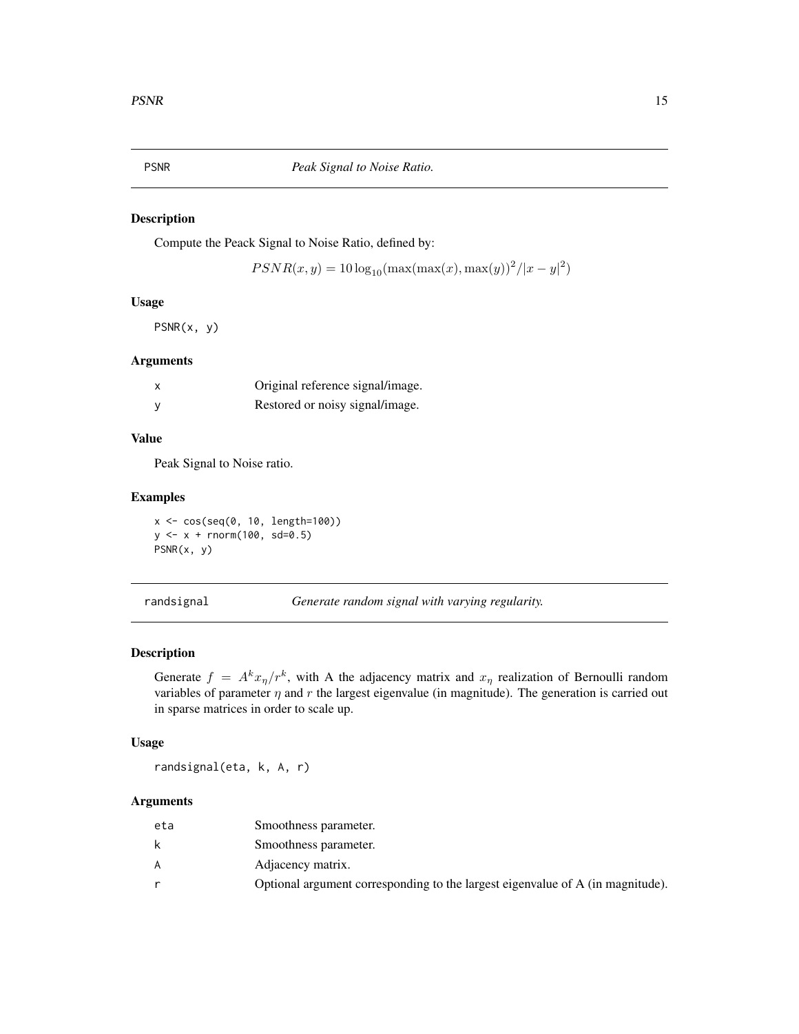## PSNR *Peak Signal to Noise Ratio.*

### Description

Compute the Peack Signal to Noise Ratio, defined by:

$$PSNR(x, y) = 10 \log_{10}(\max(\max(x), \max(y))^2 / |x - y|^2)$$

### Usage

```
PSNR(x, y)
```

### Arguments

| | |
|---|---|
| x | Original reference signal/image. |
| y | Restored or noisy signal/image. |

### Value

Peak Signal to Noise ratio.

### Examples

```
x <- cos(seq(0, 10, length=100))
y <- x + rnorm(100, sd=0.5)
PSNR(x, y)
```

## randsignal *Generate random signal with varying regularity.*

### Description

Generate $f = A^k x_\eta / r^k$, with A the adjacency matrix and $x_\eta$ realization of Bernoulli random variables of parameter $\eta$ and $r$ the largest eigenvalue (in magnitude). The generation is carried out in sparse matrices in order to scale up.

### Usage

```
randsignal(eta, k, A, r)
```

### Arguments

| | |
|---|---|
| eta | Smoothness parameter. |
| k | Smoothness parameter. |
| A | Adjacency matrix. |
| r | Optional argument corresponding to the largest eigenvalue of A (in magnitude). |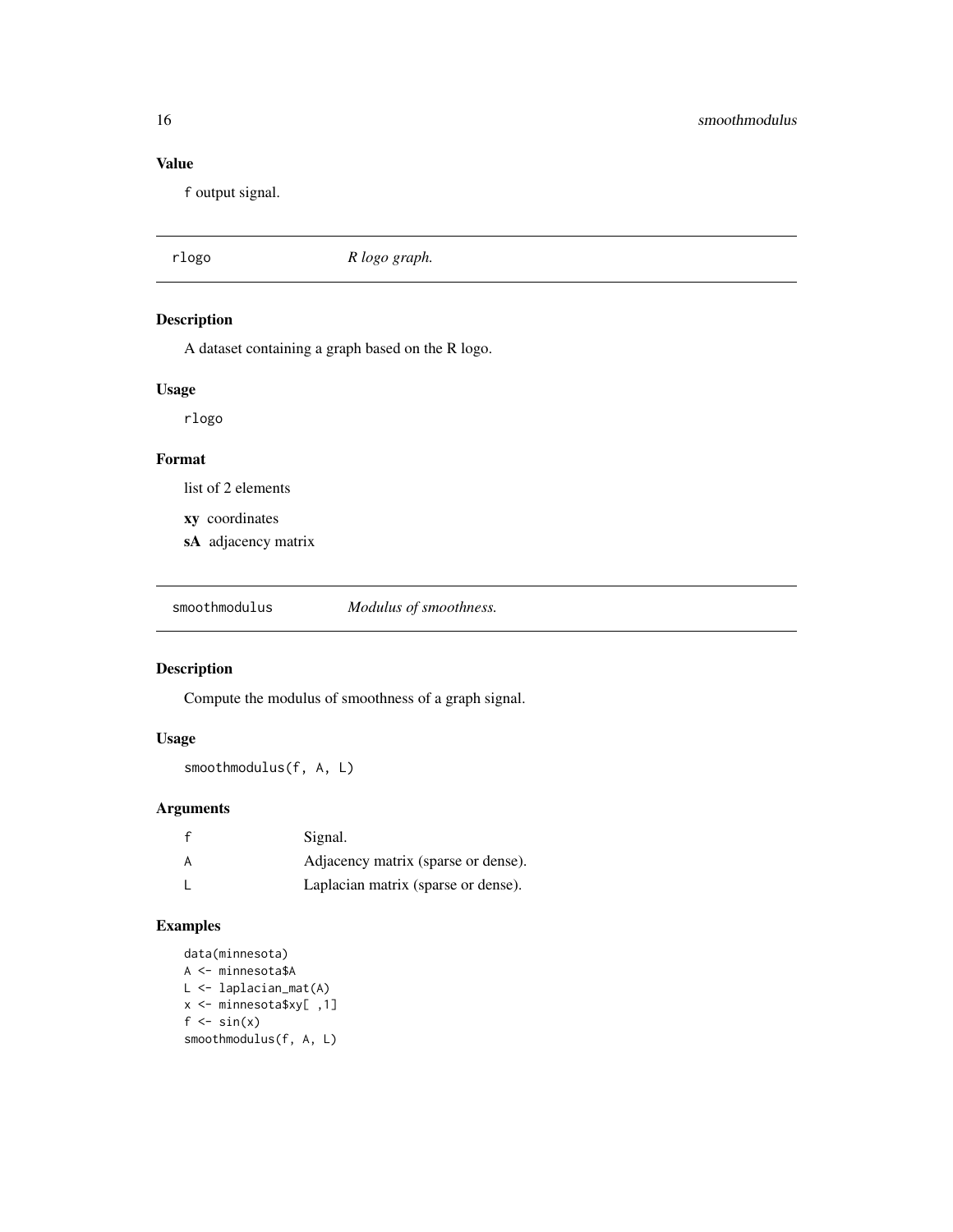## Value

`f` output signal.

---

## rlogo — *R logo graph.*

### Description

A dataset containing a graph based on the R logo.

### Usage

```
rlogo
```

### Format

list of 2 elements

- **xy** coordinates
- **sA** adjacency matrix

---

## smoothmodulus — *Modulus of smoothness.*

### Description

Compute the modulus of smoothness of a graph signal.

### Usage

```
smoothmodulus(f, A, L)
```

### Arguments

| | |
|---|---|
| f | Signal. |
| A | Adjacency matrix (sparse or dense). |
| L | Laplacian matrix (sparse or dense). |

### Examples

```
data(minnesota)
A <- minnesota$A
L <- laplacian_mat(A)
x <- minnesota$xy[ ,1]
f <- sin(x)
smoothmodulus(f, A, L)
```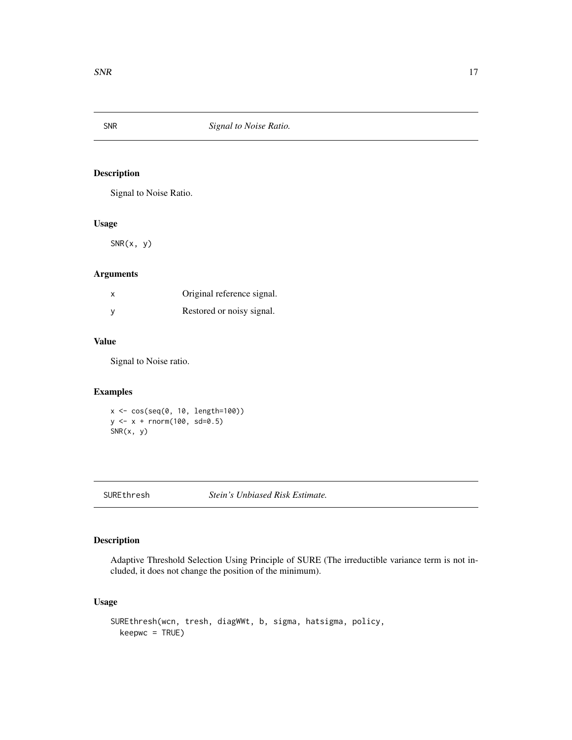## SNR *Signal to Noise Ratio.*

### Description

Signal to Noise Ratio.

### Usage

```
SNR(x, y)
```

### Arguments

| | |
|---|---|
| x | Original reference signal. |
| y | Restored or noisy signal. |

### Value

Signal to Noise ratio.

### Examples

```
x <- cos(seq(0, 10, length=100))
y <- x + rnorm(100, sd=0.5)
SNR(x, y)
```

## SUREthresh *Stein's Unbiased Risk Estimate.*

### Description

Adaptive Threshold Selection Using Principle of SURE (The irreductible variance term is not included, it does not change the position of the minimum).

### Usage

```
SUREthresh(wcn, tresh, diagWWt, b, sigma, hatsigma, policy,
  keepwc = TRUE)
```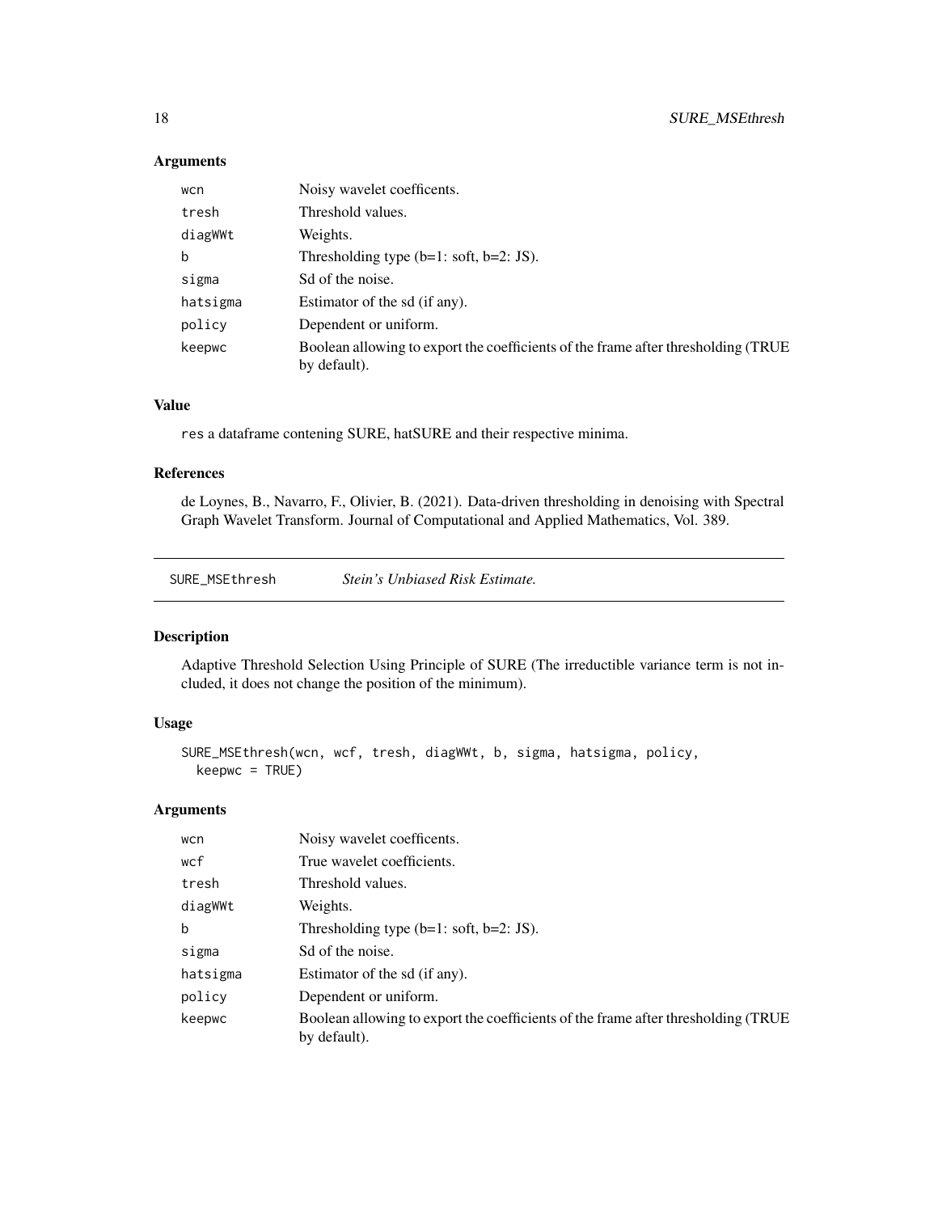### Arguments

| | |
|---|---|
| wcn | Noisy wavelet coefficents. |
| tresh | Threshold values. |
| diagWWt | Weights. |
| b | Thresholding type (b=1: soft, b=2: JS). |
| sigma | Sd of the noise. |
| hatsigma | Estimator of the sd (if any). |
| policy | Dependent or uniform. |
| keepwc | Boolean allowing to export the coefficients of the frame after thresholding (TRUE by default). |

### Value

res a dataframe contening SURE, hatSURE and their respective minima.

### References

de Loynes, B., Navarro, F., Olivier, B. (2021). Data-driven thresholding in denoising with Spectral Graph Wavelet Transform. Journal of Computational and Applied Mathematics, Vol. 389.

---

## SURE_MSEthresh — *Stein's Unbiased Risk Estimate.*

### Description

Adaptive Threshold Selection Using Principle of SURE (The irreductible variance term is not included, it does not change the position of the minimum).

### Usage

```
SURE_MSEthresh(wcn, wcf, tresh, diagWWt, b, sigma, hatsigma, policy,
  keepwc = TRUE)
```

### Arguments

| | |
|---|---|
| wcn | Noisy wavelet coefficents. |
| wcf | True wavelet coefficients. |
| tresh | Threshold values. |
| diagWWt | Weights. |
| b | Thresholding type (b=1: soft, b=2: JS). |
| sigma | Sd of the noise. |
| hatsigma | Estimator of the sd (if any). |
| policy | Dependent or uniform. |
| keepwc | Boolean allowing to export the coefficients of the frame after thresholding (TRUE by default). |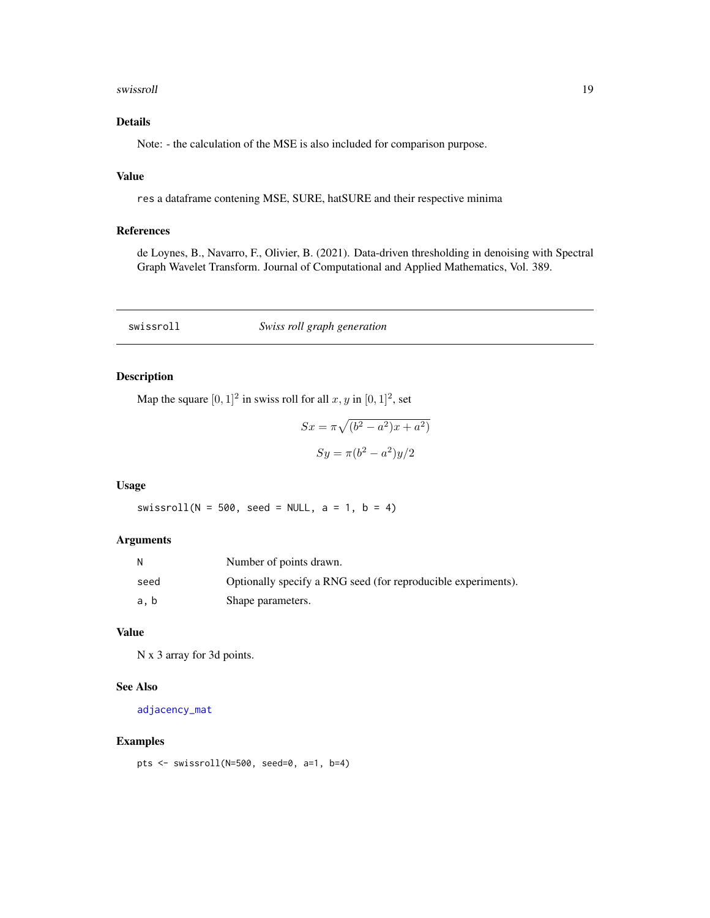### Details

Note: - the calculation of the MSE is also included for comparison purpose.

### Value

`res` a dataframe contening MSE, SURE, hatSURE and their respective minima

### References

de Loynes, B., Navarro, F., Olivier, B. (2021). Data-driven thresholding in denoising with Spectral Graph Wavelet Transform. Journal of Computational and Applied Mathematics, Vol. 389.

---

## swissroll — *Swiss roll graph generation*

---

### Description

Map the square $[0,1]^2$ in swiss roll for all $x, y$ in $[0,1]^2$, set

$$Sx = \pi\sqrt{(b^2 - a^2)x + a^2)}$$

$$Sy = \pi(b^2 - a^2)y/2$$

### Usage

```
swissroll(N = 500, seed = NULL, a = 1, b = 4)
```

### Arguments

| | |
|---|---|
| `N` | Number of points drawn. |
| `seed` | Optionally specify a RNG seed (for reproducible experiments). |
| `a, b` | Shape parameters. |

### Value

N x 3 array for 3d points.

### See Also

`adjacency_mat`

### Examples

```
pts <- swissroll(N=500, seed=0, a=1, b=4)
```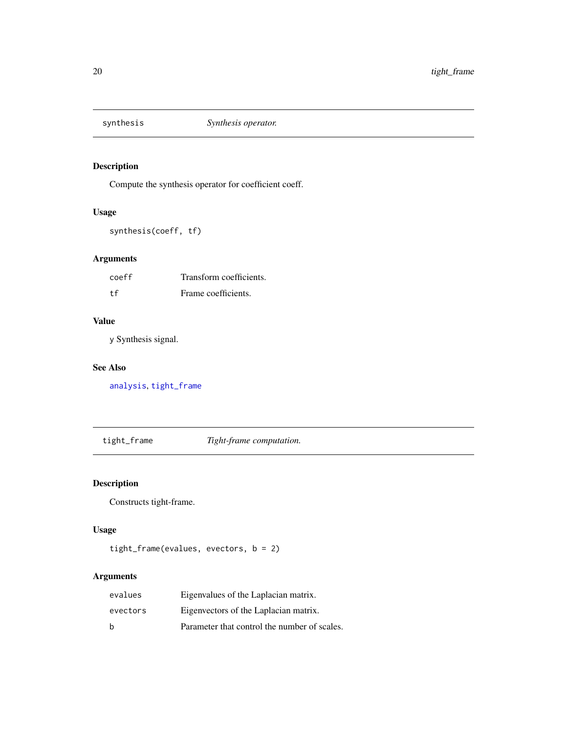## synthesis *Synthesis operator.*

### Description

Compute the synthesis operator for coefficient coeff.

### Usage

```
synthesis(coeff, tf)
```

### Arguments

| | |
|---|---|
| coeff | Transform coefficients. |
| tf | Frame coefficients. |

### Value

y Synthesis signal.

### See Also

analysis, tight_frame

## tight_frame *Tight-frame computation.*

### Description

Constructs tight-frame.

### Usage

```
tight_frame(evalues, evectors, b = 2)
```

### Arguments

| | |
|---|---|
| evalues | Eigenvalues of the Laplacian matrix. |
| evectors | Eigenvectors of the Laplacian matrix. |
| b | Parameter that control the number of scales. |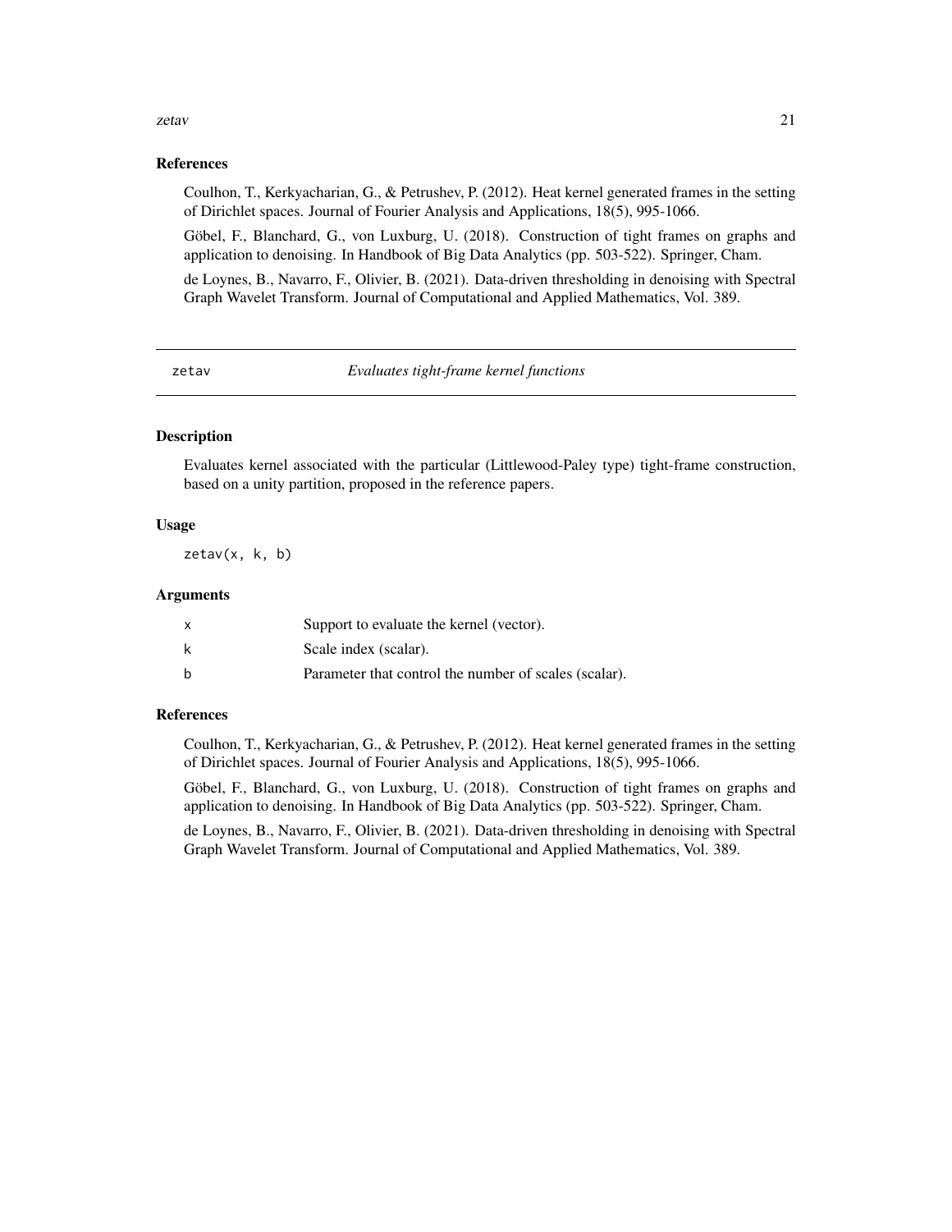### References

Coulhon, T., Kerkyacharian, G., & Petrushev, P. (2012). Heat kernel generated frames in the setting of Dirichlet spaces. Journal of Fourier Analysis and Applications, 18(5), 995-1066.

Göbel, F., Blanchard, G., von Luxburg, U. (2018). Construction of tight frames on graphs and application to denoising. In Handbook of Big Data Analytics (pp. 503-522). Springer, Cham.

de Loynes, B., Navarro, F., Olivier, B. (2021). Data-driven thresholding in denoising with Spectral Graph Wavelet Transform. Journal of Computational and Applied Mathematics, Vol. 389.

---

## zetav — *Evaluates tight-frame kernel functions*

### Description

Evaluates kernel associated with the particular (Littlewood-Paley type) tight-frame construction, based on a unity partition, proposed in the reference papers.

### Usage

```
zetav(x, k, b)
```

### Arguments

| | |
|---|---|
| x | Support to evaluate the kernel (vector). |
| k | Scale index (scalar). |
| b | Parameter that control the number of scales (scalar). |

### References

Coulhon, T., Kerkyacharian, G., & Petrushev, P. (2012). Heat kernel generated frames in the setting of Dirichlet spaces. Journal of Fourier Analysis and Applications, 18(5), 995-1066.

Göbel, F., Blanchard, G., von Luxburg, U. (2018). Construction of tight frames on graphs and application to denoising. In Handbook of Big Data Analytics (pp. 503-522). Springer, Cham.

de Loynes, B., Navarro, F., Olivier, B. (2021). Data-driven thresholding in denoising with Spectral Graph Wavelet Transform. Journal of Computational and Applied Mathematics, Vol. 389.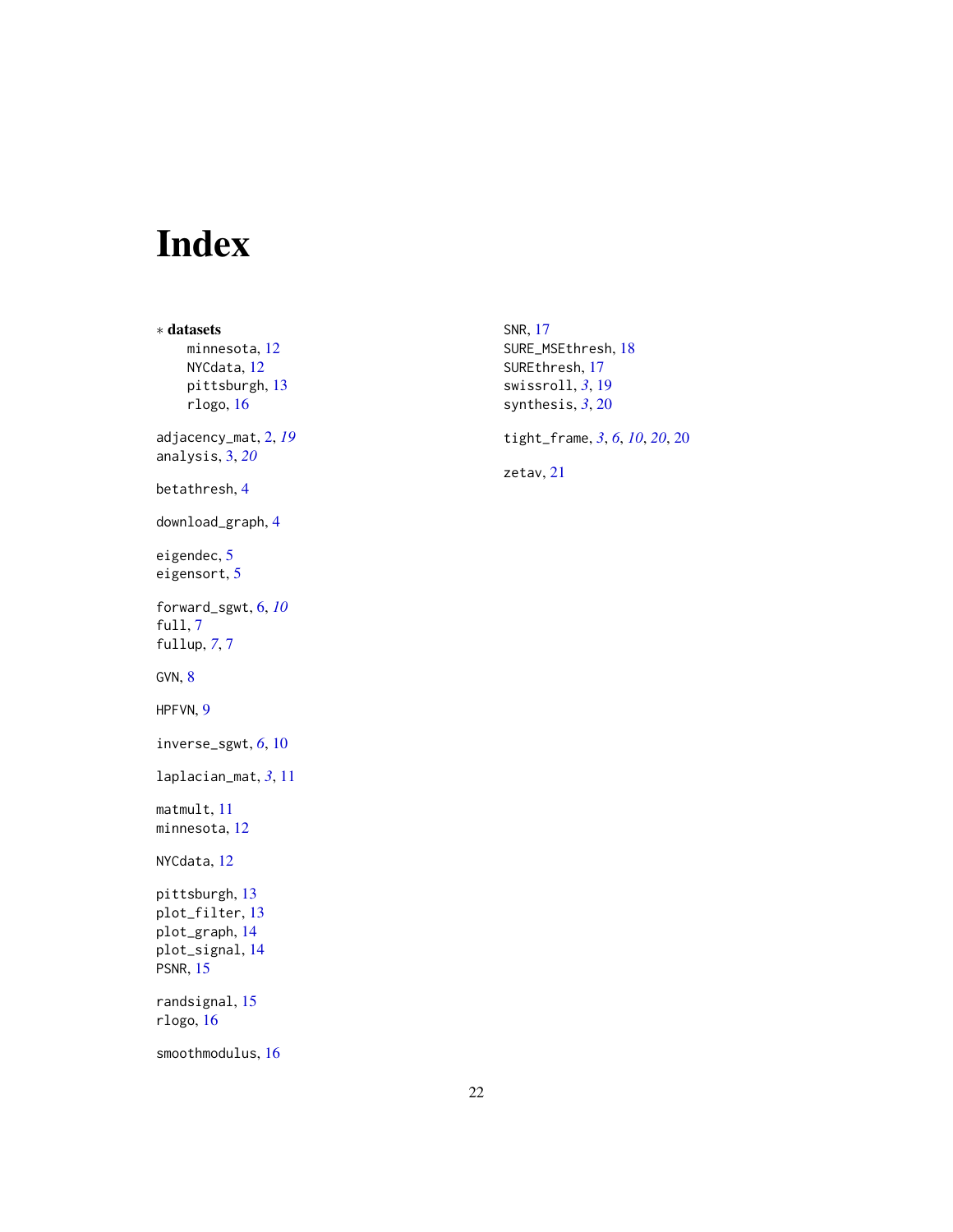# Index

∗ **datasets**
minnesota, 12
NYCdata, 12
pittsburgh, 13
rlogo, 16

adjacency_mat, 2, *19*
analysis, 3, *20*

betathresh, 4

download_graph, 4

eigendec, 5
eigensort, 5

forward_sgwt, 6, *10*
full, 7
fullup, *7*, 7

GVN, 8

HPFVN, 9

inverse_sgwt, *6*, 10

laplacian_mat, *3*, 11

matmult, 11
minnesota, 12

NYCdata, 12

pittsburgh, 13
plot_filter, 13
plot_graph, 14
plot_signal, 14
PSNR, 15

randsignal, 15
rlogo, 16

smoothmodulus, 16
SNR, 17
SURE_MSEthresh, 18
SUREthresh, 17
swissroll, *3*, 19
synthesis, *3*, 20

tight_frame, *3*, *6*, *10*, *20*, 20

zetav, 21